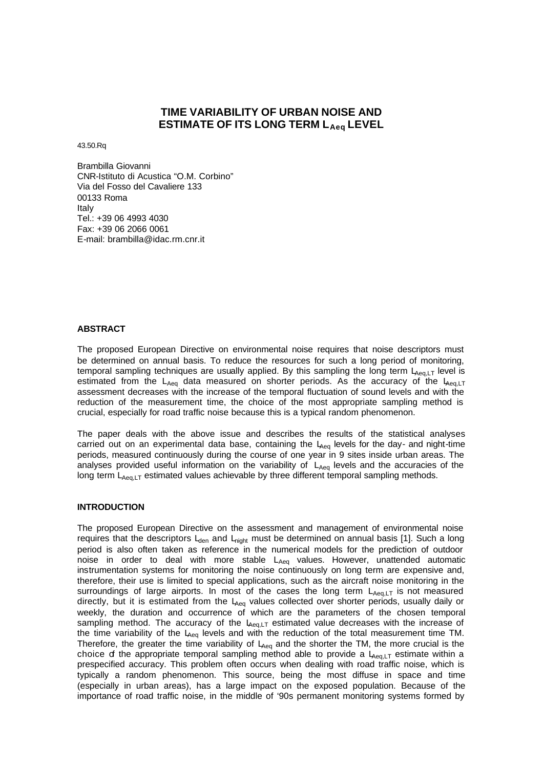# TIME VARIABILITY OF URBAN NOISE AND ESTIMATE OF ITS LONG TERM $L_{Aeq}$ LEVEL

43.50.Rq

Brambilla Giovanni
CNR-Istituto di Acustica “O.M. Corbino”
Via del Fosso del Cavaliere 133
00133 Roma
Italy
Tel.: +39 06 4993 4030
Fax: +39 06 2066 0061
E-mail: brambilla@idac.rm.cnr.it

## ABSTRACT

The proposed European Directive on environmental noise requires that noise descriptors must be determined on annual basis. To reduce the resources for such a long period of monitoring, temporal sampling techniques are usually applied. By this sampling the long term $L_{Aeq,LT}$ level is estimated from the $L_{Aeq}$ data measured on shorter periods. As the accuracy of the $L_{Aeq,LT}$ assessment decreases with the increase of the temporal fluctuation of sound levels and with the reduction of the measurement time, the choice of the most appropriate sampling method is crucial, especially for road traffic noise because this is a typical random phenomenon.

The paper deals with the above issue and describes the results of the statistical analyses carried out on an experimental data base, containing the $L_{Aeq}$ levels for the day- and night-time periods, measured continuously during the course of one year in 9 sites inside urban areas. The analyses provided useful information on the variability of $L_{Aeq}$ levels and the accuracies of the long term $L_{Aeq,LT}$ estimated values achievable by three different temporal sampling methods.

## INTRODUCTION

The proposed European Directive on the assessment and management of environmental noise requires that the descriptors $L_{den}$ and $L_{night}$ must be determined on annual basis [1]. Such a long period is also often taken as reference in the numerical models for the prediction of outdoor noise in order to deal with more stable $L_{Aeq}$ values. However, unattended automatic instrumentation systems for monitoring the noise continuously on long term are expensive and, therefore, their use is limited to special applications, such as the aircraft noise monitoring in the surroundings of large airports. In most of the cases the long term $L_{Aeq,LT}$ is not measured directly, but it is estimated from the $L_{Aeq}$ values collected over shorter periods, usually daily or weekly, the duration and occurrence of which are the parameters of the chosen temporal sampling method. The accuracy of the $L_{Aeq,LT}$ estimated value decreases with the increase of the time variability of the $L_{Aeq}$ levels and with the reduction of the total measurement time TM. Therefore, the greater the time variability of $L_{Aeq}$ and the shorter the TM, the more crucial is the choice of the appropriate temporal sampling method able to provide a $L_{Aeq,LT}$ estimate within a prespecified accuracy. This problem often occurs when dealing with road traffic noise, which is typically a random phenomenon. This source, being the most diffuse in space and time (especially in urban areas), has a large impact on the exposed population. Because of the importance of road traffic noise, in the middle of ‘90s permanent monitoring systems formed by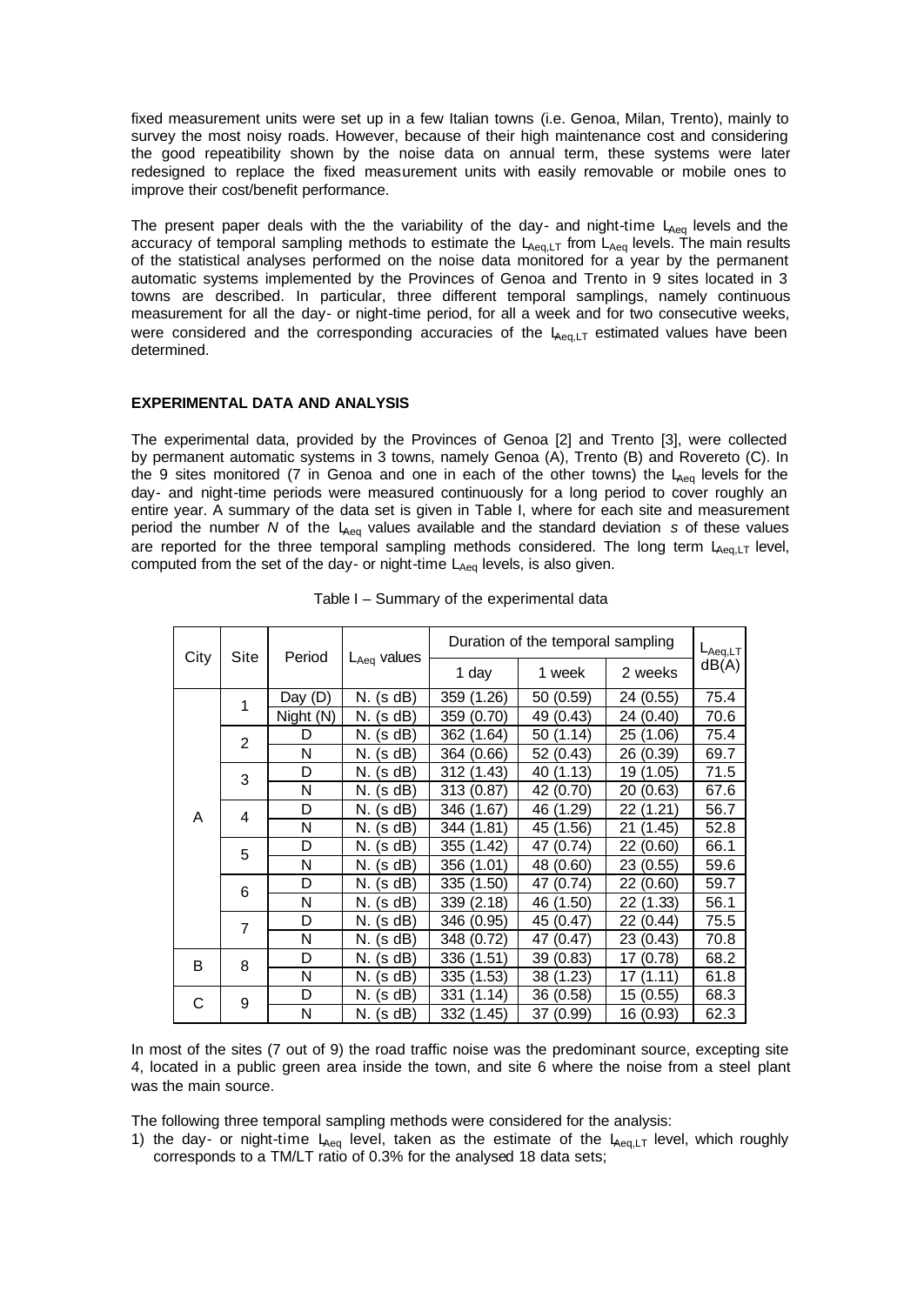fixed measurement units were set up in a few Italian towns (i.e. Genoa, Milan, Trento), mainly to survey the most noisy roads. However, because of their high maintenance cost and considering the good repeatibility shown by the noise data on annual term, these systems were later redesigned to replace the fixed measurement units with easily removable or mobile ones to improve their cost/benefit performance.

The present paper deals with the the variability of the day- and night-time $L_{Aeq}$ levels and the accuracy of temporal sampling methods to estimate the $L_{Aeq,LT}$ from $L_{Aeq}$ levels. The main results of the statistical analyses performed on the noise data monitored for a year by the permanent automatic systems implemented by the Provinces of Genoa and Trento in 9 sites located in 3 towns are described. In particular, three different temporal samplings, namely continuous measurement for all the day- or night-time period, for all a week and for two consecutive weeks, were considered and the corresponding accuracies of the $L_{Aeq,LT}$ estimated values have been determined.

**EXPERIMENTAL DATA AND ANALYSIS**

The experimental data, provided by the Provinces of Genoa [2] and Trento [3], were collected by permanent automatic systems in 3 towns, namely Genoa (A), Trento (B) and Rovereto (C). In the 9 sites monitored (7 in Genoa and one in each of the other towns) the $L_{Aeq}$ levels for the day- and night-time periods were measured continuously for a long period to cover roughly an entire year. A summary of the data set is given in Table I, where for each site and measurement period the number *N* of the $L_{Aeq}$ values available and the standard deviation *s* of these values are reported for the three temporal sampling methods considered. The long term $L_{Aeq,LT}$ level, computed from the set of the day- or night-time $L_{Aeq}$ levels, is also given.

Table I – Summary of the experimental data

| City | Site | Period | $L_{Aeq}$ values | Duration of the temporal sampling | | | $L_{Aeq,LT}$ dB(A) |
|---|---|---|---|---|---|---|---|
| | | | | 1 day | 1 week | 2 weeks | |
| A | 1 | Day (D) | N. (s dB) | 359 (1.26) | 50 (0.59) | 24 (0.55) | 75.4 |
| | | Night (N) | N. (s dB) | 359 (0.70) | 49 (0.43) | 24 (0.40) | 70.6 |
| | 2 | D | N. (s dB) | 362 (1.64) | 50 (1.14) | 25 (1.06) | 75.4 |
| | | N | N. (s dB) | 364 (0.66) | 52 (0.43) | 26 (0.39) | 69.7 |
| | 3 | D | N. (s dB) | 312 (1.43) | 40 (1.13) | 19 (1.05) | 71.5 |
| | | N | N. (s dB) | 313 (0.87) | 42 (0.70) | 20 (0.63) | 67.6 |
| | 4 | D | N. (s dB) | 346 (1.67) | 46 (1.29) | 22 (1.21) | 56.7 |
| | | N | N. (s dB) | 344 (1.81) | 45 (1.56) | 21 (1.45) | 52.8 |
| | 5 | D | N. (s dB) | 355 (1.42) | 47 (0.74) | 22 (0.60) | 66.1 |
| | | N | N. (s dB) | 356 (1.01) | 48 (0.60) | 23 (0.55) | 59.6 |
| | 6 | D | N. (s dB) | 335 (1.50) | 47 (0.74) | 22 (0.60) | 59.7 |
| | | N | N. (s dB) | 339 (2.18) | 46 (1.50) | 22 (1.33) | 56.1 |
| | 7 | D | N. (s dB) | 346 (0.95) | 45 (0.47) | 22 (0.44) | 75.5 |
| | | N | N. (s dB) | 348 (0.72) | 47 (0.47) | 23 (0.43) | 70.8 |
| B | 8 | D | N. (s dB) | 336 (1.51) | 39 (0.83) | 17 (0.78) | 68.2 |
| | | N | N. (s dB) | 335 (1.53) | 38 (1.23) | 17 (1.11) | 61.8 |
| C | 9 | D | N. (s dB) | 331 (1.14) | 36 (0.58) | 15 (0.55) | 68.3 |
| | | N | N. (s dB) | 332 (1.45) | 37 (0.99) | 16 (0.93) | 62.3 |

In most of the sites (7 out of 9) the road traffic noise was the predominant source, excepting site 4, located in a public green area inside the town, and site 6 where the noise from a steel plant was the main source.

The following three temporal sampling methods were considered for the analysis:

1) the day- or night-time $L_{Aeq}$ level, taken as the estimate of the $L_{Aeq,LT}$ level, which roughly corresponds to a TM/LT ratio of 0.3% for the analysed 18 data sets;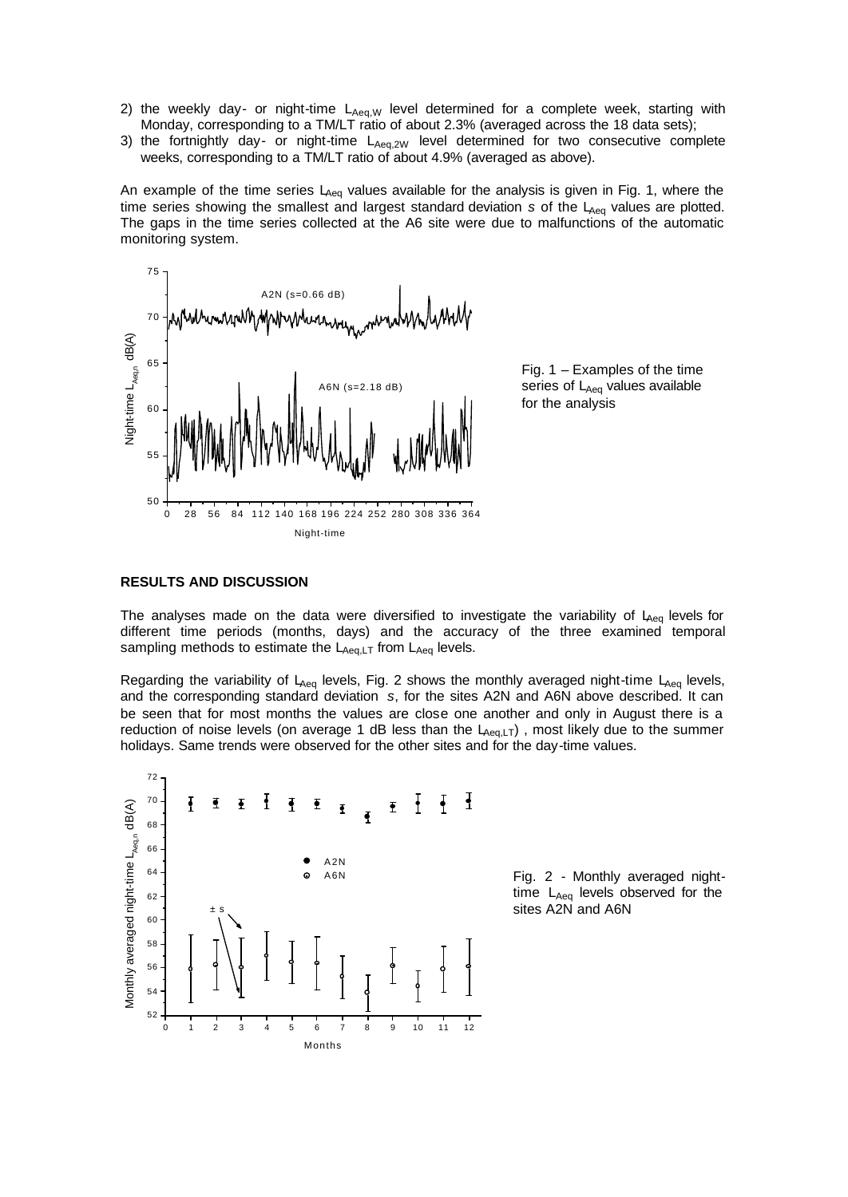2) the weekly day- or night-time $L_{Aeq,W}$ level determined for a complete week, starting with Monday, corresponding to a TM/LT ratio of about 2.3% (averaged across the 18 data sets);
3) the fortnightly day- or night-time $L_{Aeq,2W}$ level determined for two consecutive complete weeks, corresponding to a TM/LT ratio of about 4.9% (averaged as above).

An example of the time series $L_{Aeq}$ values available for the analysis is given in Fig. 1, where the time series showing the smallest and largest standard deviation *s* of the $L_{Aeq}$ values are plotted. The gaps in the time series collected at the A6 site were due to malfunctions of the automatic monitoring system.

Fig. 1 – Examples of the time series of $L_{Aeq}$ values available for the analysis

**RESULTS AND DISCUSSION**

The analyses made on the data were diversified to investigate the variability of $L_{Aeq}$ levels for different time periods (months, days) and the accuracy of the three examined temporal sampling methods to estimate the $L_{Aeq,LT}$ from $L_{Aeq}$ levels.

Regarding the variability of $L_{Aeq}$ levels, Fig. 2 shows the monthly averaged night-time $L_{Aeq}$ levels, and the corresponding standard deviation *s*, for the sites A2N and A6N above described. It can be seen that for most months the values are close one another and only in August there is a reduction of noise levels (on average 1 dB less than the $L_{Aeq,LT}$) , most likely due to the summer holidays. Same trends were observed for the other sites and for the day-time values.

Fig. 2 - Monthly averaged night-time $L_{Aeq}$ levels observed for the sites A2N and A6N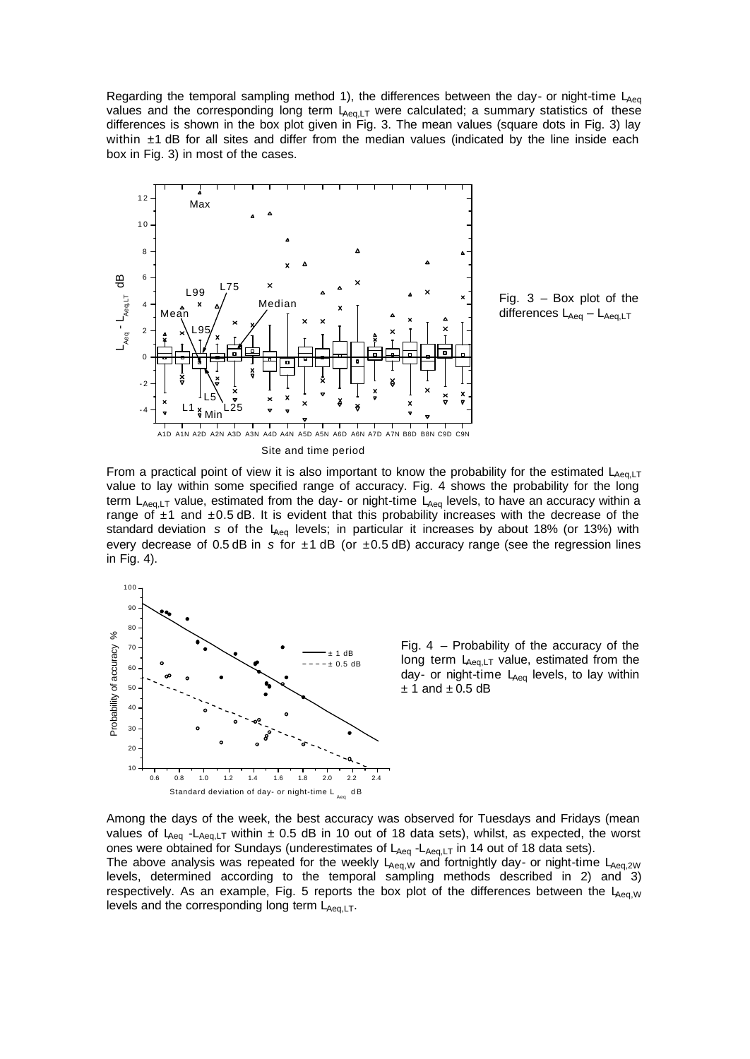Regarding the temporal sampling method 1), the differences between the day- or night-time $L_{Aeq}$ values and the corresponding long term $L_{Aeq,LT}$ were calculated; a summary statistics of these differences is shown in the box plot given in Fig. 3. The mean values (square dots in Fig. 3) lay within ±1 dB for all sites and differ from the median values (indicated by the line inside each box in Fig. 3) in most of the cases.

Fig. 3 – Box plot of the differences $L_{Aeq} – L_{Aeq,LT}$

From a practical point of view it is also important to know the probability for the estimated $L_{Aeq,LT}$ value to lay within some specified range of accuracy. Fig. 4 shows the probability for the long term $L_{Aeq,LT}$ value, estimated from the day- or night-time $L_{Aeq}$ levels, to have an accuracy within a range of ±1 and ±0.5 dB. It is evident that this probability increases with the decrease of the standard deviation *s* of the $L_{Aeq}$ levels; in particular it increases by about 18% (or 13%) with every decrease of 0.5 dB in *s* for ±1 dB (or ±0.5 dB) accuracy range (see the regression lines in Fig. 4).

Fig. 4 – Probability of the accuracy of the long term $L_{Aeq,LT}$ value, estimated from the day- or night-time $L_{Aeq}$ levels, to lay within ± 1 and ± 0.5 dB

Among the days of the week, the best accuracy was observed for Tuesdays and Fridays (mean values of $L_{Aeq}$ -$L_{Aeq,LT}$ within ± 0.5 dB in 10 out of 18 data sets), whilst, as expected, the worst ones were obtained for Sundays (underestimates of $L_{Aeq}$ -$L_{Aeq,LT}$ in 14 out of 18 data sets).
The above analysis was repeated for the weekly $L_{Aeq,W}$ and fortnightly day- or night-time $L_{Aeq,2W}$ levels, determined according to the temporal sampling methods described in 2) and 3) respectively. As an example, Fig. 5 reports the box plot of the differences between the $L_{Aeq,W}$ levels and the corresponding long term $L_{Aeq,LT}$.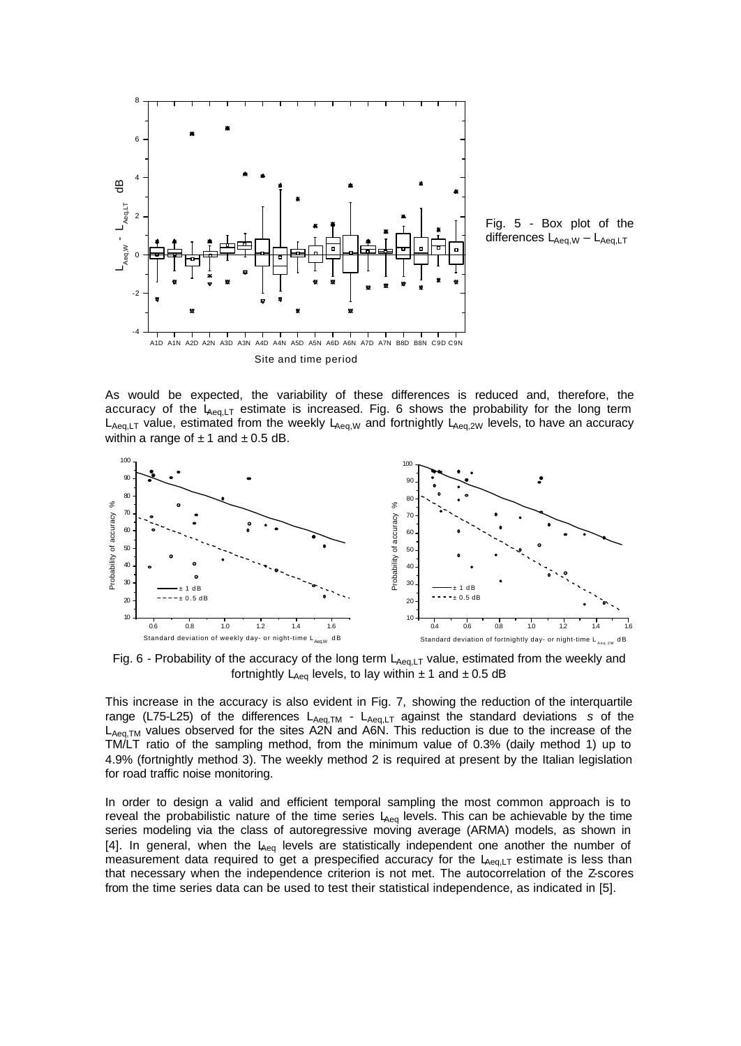Fig. 5 - Box plot of the differences $L_{Aeq,W} – L_{Aeq,LT}$

As would be expected, the variability of these differences is reduced and, therefore, the accuracy of the $L_{Aeq,LT}$ estimate is increased. Fig. 6 shows the probability for the long term $L_{Aeq,LT}$ value, estimated from the weekly $L_{Aeq,W}$ and fortnightly $L_{Aeq,2W}$ levels, to have an accuracy within a range of ± 1 and ± 0.5 dB.

Fig. 6 - Probability of the accuracy of the long term $L_{Aeq,LT}$ value, estimated from the weekly and fortnightly $L_{Aeq}$ levels, to lay within ± 1 and ± 0.5 dB

This increase in the accuracy is also evident in Fig. 7, showing the reduction of the interquartile range (L75-L25) of the differences $L_{Aeq,TM}$ - $L_{Aeq,LT}$ against the standard deviations *s* of the $L_{Aeq,TM}$ values observed for the sites A2N and A6N. This reduction is due to the increase of the TM/LT ratio of the sampling method, from the minimum value of 0.3% (daily method 1) up to 4.9% (fortnightly method 3). The weekly method 2 is required at present by the Italian legislation for road traffic noise monitoring.

In order to design a valid and efficient temporal sampling the most common approach is to reveal the probabilistic nature of the time series $L_{Aeq}$ levels. This can be achievable by the time series modeling via the class of autoregressive moving average (ARMA) models, as shown in [4]. In general, when the $L_{Aeq}$ levels are statistically independent one another the number of measurement data required to get a prespecified accuracy for the $L_{Aeq,LT}$ estimate is less than that necessary when the independence criterion is not met. The autocorrelation of the Z-scores from the time series data can be used to test their statistical independence, as indicated in [5].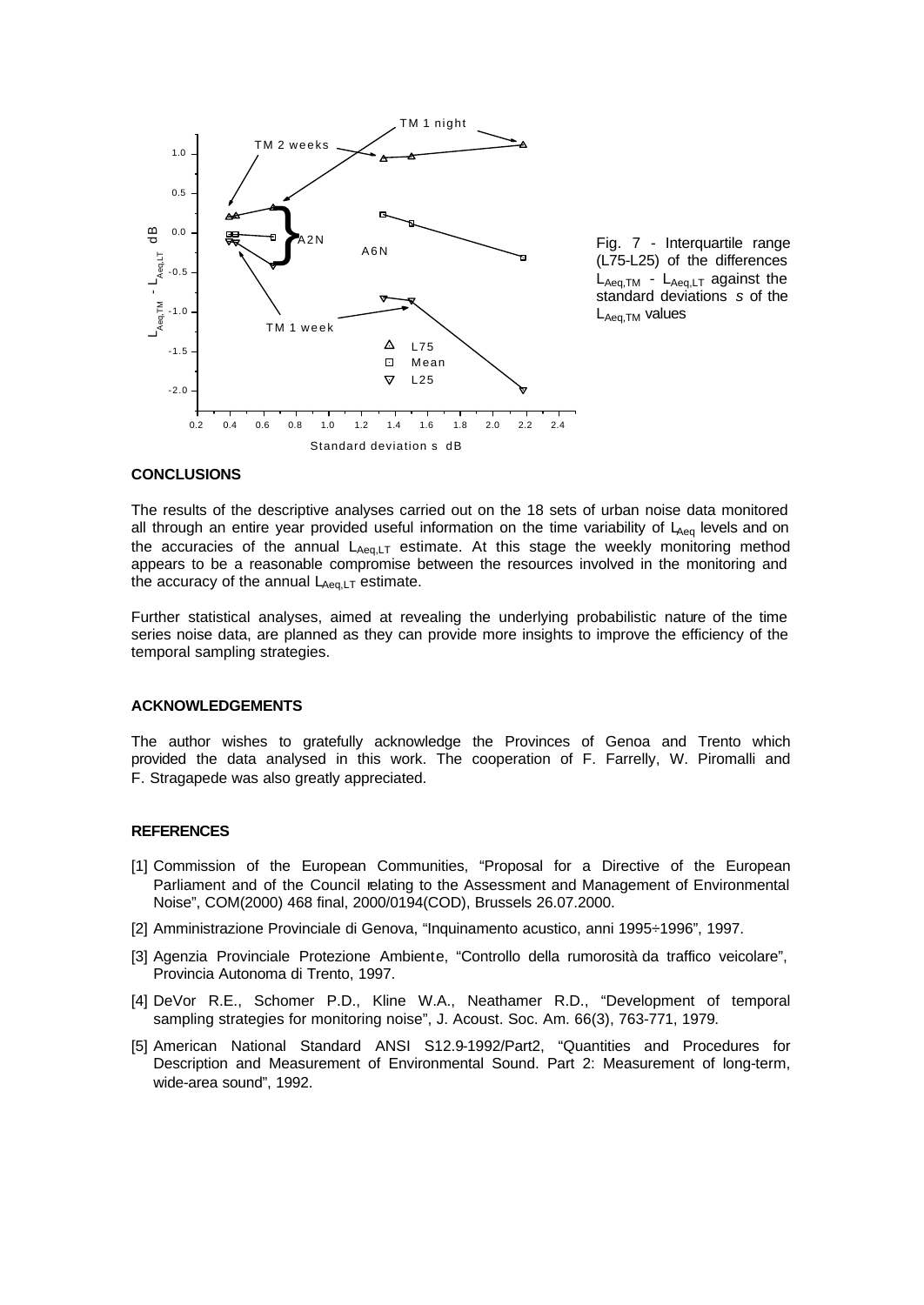TM 1 night

TM 2 weeks

A2N

A6N

TM 1 week

L75

Mean

L25

$L_{Aeq,TM} - L_{Aeq,LT}$ dB

1.0

0.5

0.0

-0.5

-1.0

-1.5

-2.0

0.2 0.4 0.6 0.8 1.0 1.2 1.4 1.6 1.8 2.0 2.2 2.4

Standard deviation s dB

Fig. 7 - Interquartile range (L75-L25) of the differences $L_{Aeq,TM}$ - $L_{Aeq,LT}$ against the standard deviations *s* of the $L_{Aeq,TM}$ values

**CONCLUSIONS**

The results of the descriptive analyses carried out on the 18 sets of urban noise data monitored all through an entire year provided useful information on the time variability of $L_{Aeq}$ levels and on the accuracies of the annual $L_{Aeq,LT}$ estimate. At this stage the weekly monitoring method appears to be a reasonable compromise between the resources involved in the monitoring and the accuracy of the annual $L_{Aeq,LT}$ estimate.

Further statistical analyses, aimed at revealing the underlying probabilistic nature of the time series noise data, are planned as they can provide more insights to improve the efficiency of the temporal sampling strategies.

**ACKNOWLEDGEMENTS**

The author wishes to gratefully acknowledge the Provinces of Genoa and Trento which provided the data analysed in this work. The cooperation of F. Farrelly, W. Piromalli and F. Stragapede was also greatly appreciated.

**REFERENCES**

[1] Commission of the European Communities, "Proposal for a Directive of the European Parliament and of the Council relating to the Assessment and Management of Environmental Noise", COM(2000) 468 final, 2000/0194(COD), Brussels 26.07.2000.

[2] Amministrazione Provinciale di Genova, "Inquinamento acustico, anni 1995÷1996", 1997.

[3] Agenzia Provinciale Protezione Ambiente, "Controllo della rumorosità da traffico veicolare", Provincia Autonoma di Trento, 1997.

[4] DeVor R.E., Schomer P.D., Kline W.A., Neathamer R.D., "Development of temporal sampling strategies for monitoring noise", J. Acoust. Soc. Am. 66(3), 763-771, 1979.

[5] American National Standard ANSI S12.9-1992/Part2, "Quantities and Procedures for Description and Measurement of Environmental Sound. Part 2: Measurement of long-term, wide-area sound", 1992.